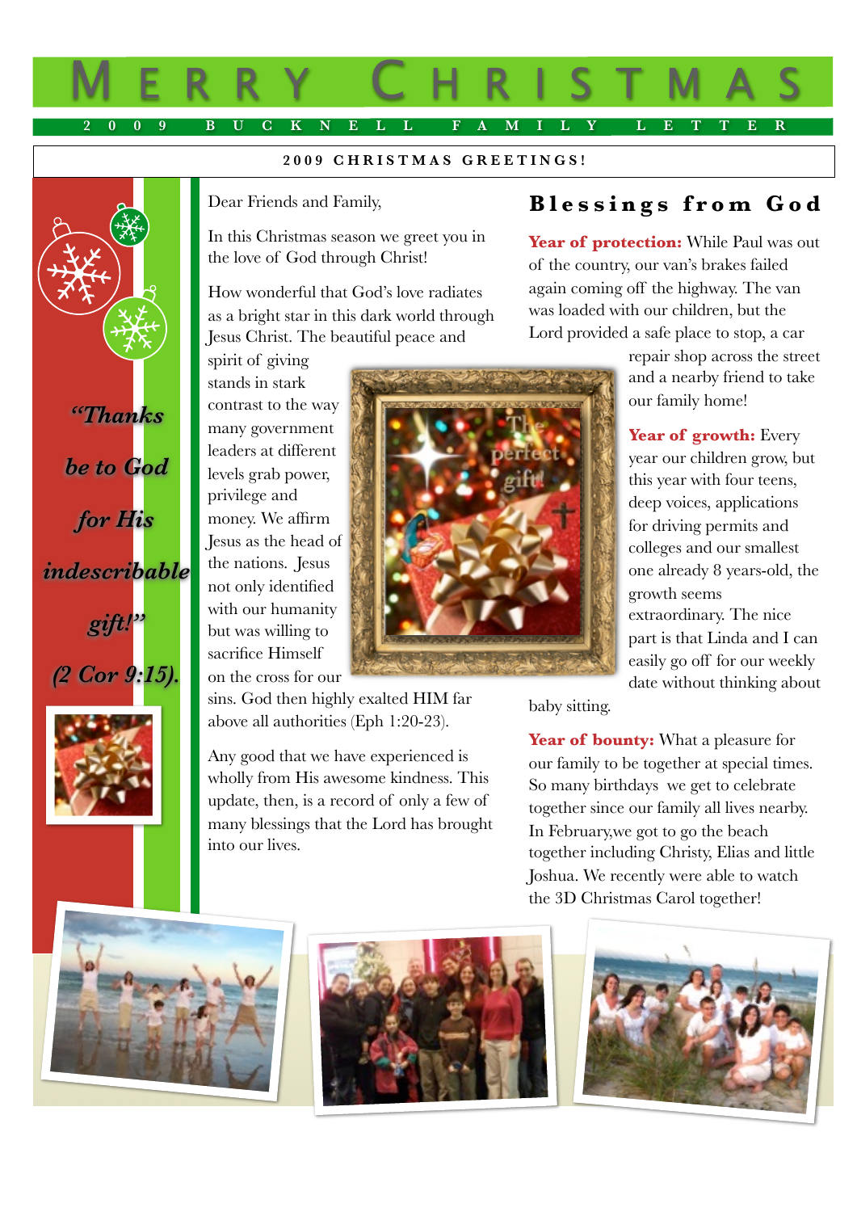# MERRY CHRISTMAS

**2009 BUCKNELL FAMILY LETTER**

**2009 CHRISTMAS GREETINGS!**

*"Thanks be to God for His indescribable gift!" (2 Cor 9:15).*

Dear Friends and Family,

In this Christmas season we greet you in the love of God through Christ!

How wonderful that God's love radiates as a bright star in this dark world through Jesus Christ. The beautiful peace and spirit of giving stands in stark contrast to the way many government leaders at different levels grab power, privilege and money. We affirm Jesus as the head of the nations. Jesus not only identified with our humanity but was willing to sacrifice Himself on the cross for our sins. God then highly exalted HIM far above all authorities (Eph 1:20-23).

Any good that we have experienced is wholly from His awesome kindness. This update, then, is a record of only a few of many blessings that the Lord has brought into our lives.

## Blessings from God

**Year of protection:** While Paul was out of the country, our van's brakes failed again coming off the highway. The van was loaded with our children, but the Lord provided a safe place to stop, a car repair shop across the street and a nearby friend to take our family home!

**Year of growth:** Every year our children grow, but this year with four teens, deep voices, applications for driving permits and colleges and our smallest one already 8 years-old, the growth seems extraordinary. The nice part is that Linda and I can easily go off for our weekly date without thinking about baby sitting.

**Year of bounty:** What a pleasure for our family to be together at special times. So many birthdays we get to celebrate together since our family all lives nearby. In February,we got to go the beach together including Christy, Elias and little Joshua. We recently were able to watch the 3D Christmas Carol together!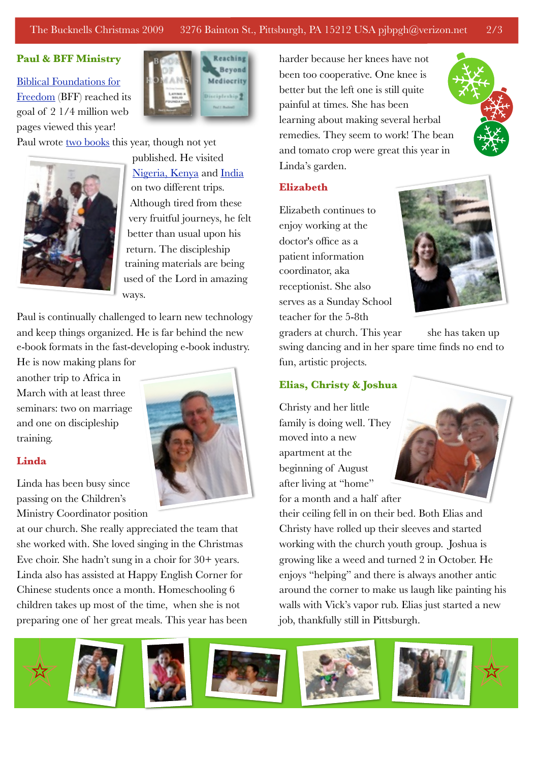## Paul & BFF Ministry

Biblical Foundations for Freedom (BFF) reached its goal of 2 1/4 million web pages viewed this year!

Paul wrote two books this year, though not yet published. He visited Nigeria, Kenya and India on two different trips. Although tired from these very fruitful journeys, he felt better than usual upon his return. The discipleship training materials are being used of the Lord in amazing ways.

Paul is continually challenged to learn new technology and keep things organized. He is far behind the new e-book formats in the fast-developing e-book industry. He is now making plans for another trip to Africa in March with at least three seminars: two on marriage and one on discipleship training.

## Linda

Linda has been busy since passing on the Children's Ministry Coordinator position at our church. She really appreciated the team that she worked with. She loved singing in the Christmas Eve choir. She hadn't sung in a choir for 30+ years. Linda also has assisted at Happy English Corner for Chinese students once a month. Homeschooling 6 children takes up most of the time, when she is not preparing one of her great meals. This year has been harder because her knees have not been too cooperative. One knee is better but the left one is still quite painful at times. She has been learning about making several herbal remedies. They seem to work! The bean and tomato crop were great this year in Linda's garden.

## Elizabeth

Elizabeth continues to enjoy working at the doctor's office as a patient information coordinator, aka receptionist. She also serves as a Sunday School teacher for the 5-8th graders at church. This year she has taken up swing dancing and in her spare time finds no end to fun, artistic projects.

## Elias, Christy & Joshua

Christy and her little family is doing well. They moved into a new apartment at the beginning of August after living at "home" for a month and a half after their ceiling fell in on their bed. Both Elias and Christy have rolled up their sleeves and started working with the church youth group. Joshua is growing like a weed and turned 2 in October. He enjoys "helping" and there is always another antic around the corner to make us laugh like painting his walls with Vick's vapor rub. Elias just started a new job, thankfully still in Pittsburgh.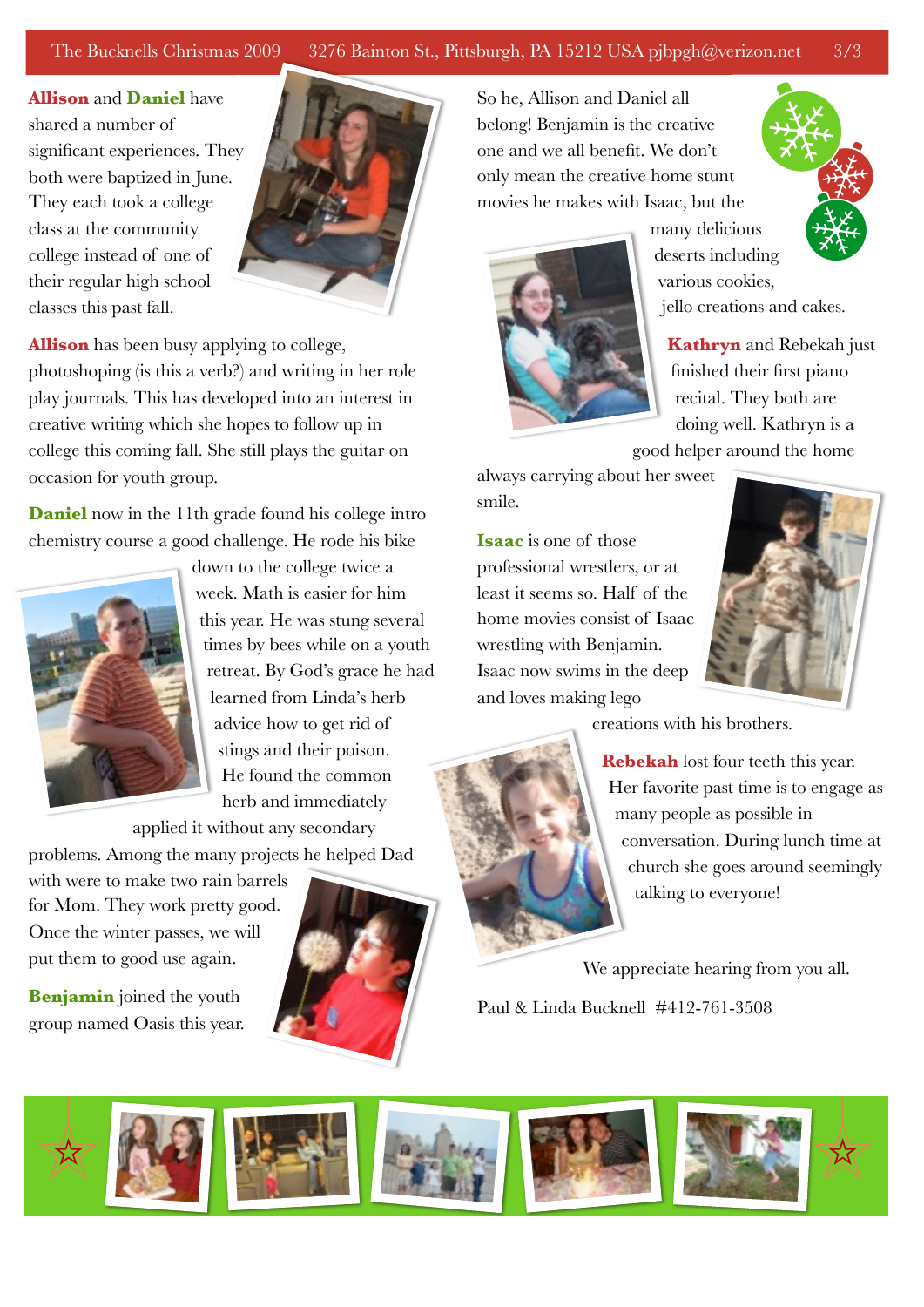**Allison** and **Daniel** have shared a number of significant experiences. They both were baptized in June. They each took a college class at the community college instead of one of their regular high school classes this past fall.

**Allison** has been busy applying to college, photoshoping (is this a verb?) and writing in her role play journals. This has developed into an interest in creative writing which she hopes to follow up in college this coming fall. She still plays the guitar on occasion for youth group.

**Daniel** now in the 11th grade found his college intro chemistry course a good challenge. He rode his bike down to the college twice a week. Math is easier for him this year. He was stung several times by bees while on a youth retreat. By God's grace he had learned from Linda's herb advice how to get rid of stings and their poison. He found the common herb and immediately applied it without any secondary problems. Among the many projects he helped Dad with were to make two rain barrels for Mom. They work pretty good. Once the winter passes, we will put them to good use again.

**Benjamin** joined the youth group named Oasis this year. So he, Allison and Daniel all belong! Benjamin is the creative one and we all benefit. We don't only mean the creative home stunt movies he makes with Isaac, but the many delicious deserts including various cookies, jello creations and cakes.

**Kathryn** and Rebekah just finished their first piano recital. They both are doing well. Kathryn is a good helper around the home always carrying about her sweet smile.

**Isaac** is one of those professional wrestlers, or at least it seems so. Half of the home movies consist of Isaac wrestling with Benjamin. Isaac now swims in the deep and loves making lego creations with his brothers.

**Rebekah** lost four teeth this year. Her favorite past time is to engage as many people as possible in conversation. During lunch time at church she goes around seemingly talking to everyone!

We appreciate hearing from you all.

Paul & Linda Bucknell #412-761-3508